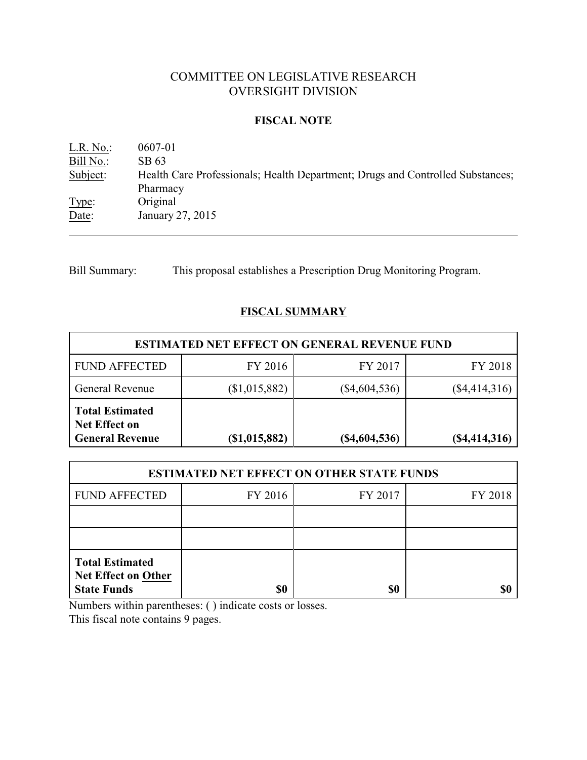# COMMITTEE ON LEGISLATIVE RESEARCH
# OVERSIGHT DIVISION

## FISCAL NOTE

L.R. No.: 0607-01
Bill No.: SB 63
Subject: Health Care Professionals; Health Department; Drugs and Controlled Substances; Pharmacy
Type: Original
Date: January 27, 2015

---

Bill Summary: This proposal establishes a Prescription Drug Monitoring Program.

## FISCAL SUMMARY

| ESTIMATED NET EFFECT ON GENERAL REVENUE FUND | | | |
|---|---|---|---|
| FUND AFFECTED | FY 2016 | FY 2017 | FY 2018 |
| General Revenue | ($1,015,882) | ($4,604,536) | ($4,414,316) |
| **Total Estimated Net Effect on General Revenue** | **($1,015,882)** | **($4,604,536)** | **($4,414,316)** |

| ESTIMATED NET EFFECT ON OTHER STATE FUNDS | | | |
|---|---|---|---|
| FUND AFFECTED | FY 2016 | FY 2017 | FY 2018 |
| | | | |
| | | | |
| **Total Estimated Net Effect on Other State Funds** | **$0** | **$0** | **$0** |

Numbers within parentheses: ( ) indicate costs or losses.

This fiscal note contains 9 pages.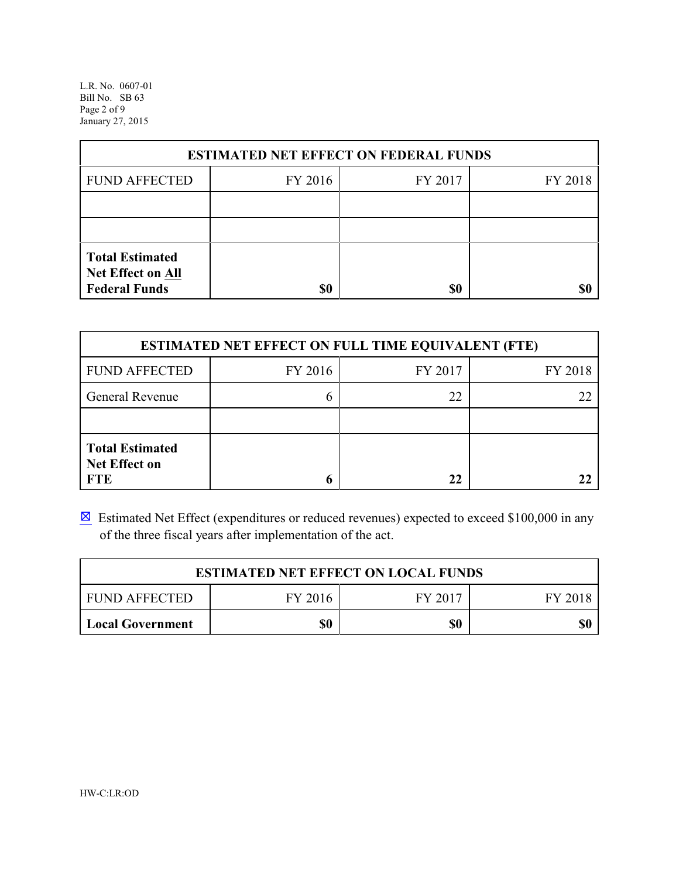| ESTIMATED NET EFFECT ON FEDERAL FUNDS | | | |
|---|---|---|---|
| FUND AFFECTED | FY 2016 | FY 2017 | FY 2018 |
| | | | |
| | | | |
| **Total Estimated Net Effect on All Federal Funds** | **$0** | **$0** | **$0** |

| ESTIMATED NET EFFECT ON FULL TIME EQUIVALENT (FTE) | | | |
|---|---|---|---|
| FUND AFFECTED | FY 2016 | FY 2017 | FY 2018 |
| General Revenue | 6 | 22 | 22 |
| | | | |
| **Total Estimated Net Effect on FTE** | **6** | **22** | **22** |

☒ Estimated Net Effect (expenditures or reduced revenues) expected to exceed $100,000 in any of the three fiscal years after implementation of the act.

| ESTIMATED NET EFFECT ON LOCAL FUNDS | | | |
|---|---|---|---|
| FUND AFFECTED | FY 2016 | FY 2017 | FY 2018 |
| **Local Government** | **$0** | **$0** | **$0** |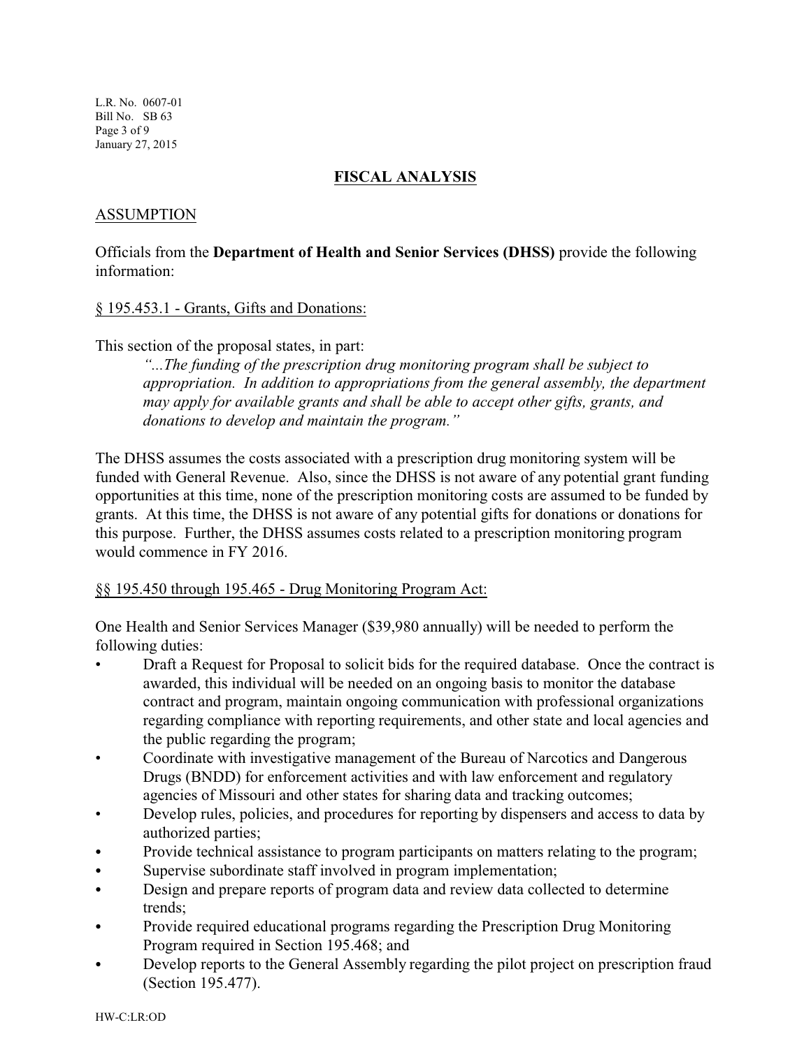## FISCAL ANALYSIS

### ASSUMPTION

Officials from the **Department of Health and Senior Services (DHSS)** provide the following information:

§ 195.453.1 - Grants, Gifts and Donations:

This section of the proposal states, in part:

> *"...The funding of the prescription drug monitoring program shall be subject to appropriation. In addition to appropriations from the general assembly, the department may apply for available grants and shall be able to accept other gifts, grants, and donations to develop and maintain the program."*

The DHSS assumes the costs associated with a prescription drug monitoring system will be funded with General Revenue. Also, since the DHSS is not aware of any potential grant funding opportunities at this time, none of the prescription monitoring costs are assumed to be funded by grants. At this time, the DHSS is not aware of any potential gifts for donations or donations for this purpose. Further, the DHSS assumes costs related to a prescription monitoring program would commence in FY 2016.

§§ 195.450 through 195.465 - Drug Monitoring Program Act:

One Health and Senior Services Manager ($39,980 annually) will be needed to perform the following duties:

- Draft a Request for Proposal to solicit bids for the required database. Once the contract is awarded, this individual will be needed on an ongoing basis to monitor the database contract and program, maintain ongoing communication with professional organizations regarding compliance with reporting requirements, and other state and local agencies and the public regarding the program;
- Coordinate with investigative management of the Bureau of Narcotics and Dangerous Drugs (BNDD) for enforcement activities and with law enforcement and regulatory agencies of Missouri and other states for sharing data and tracking outcomes;
- Develop rules, policies, and procedures for reporting by dispensers and access to data by authorized parties;
- Provide technical assistance to program participants on matters relating to the program;
- Supervise subordinate staff involved in program implementation;
- Design and prepare reports of program data and review data collected to determine trends;
- Provide required educational programs regarding the Prescription Drug Monitoring Program required in Section 195.468; and
- Develop reports to the General Assembly regarding the pilot project on prescription fraud (Section 195.477).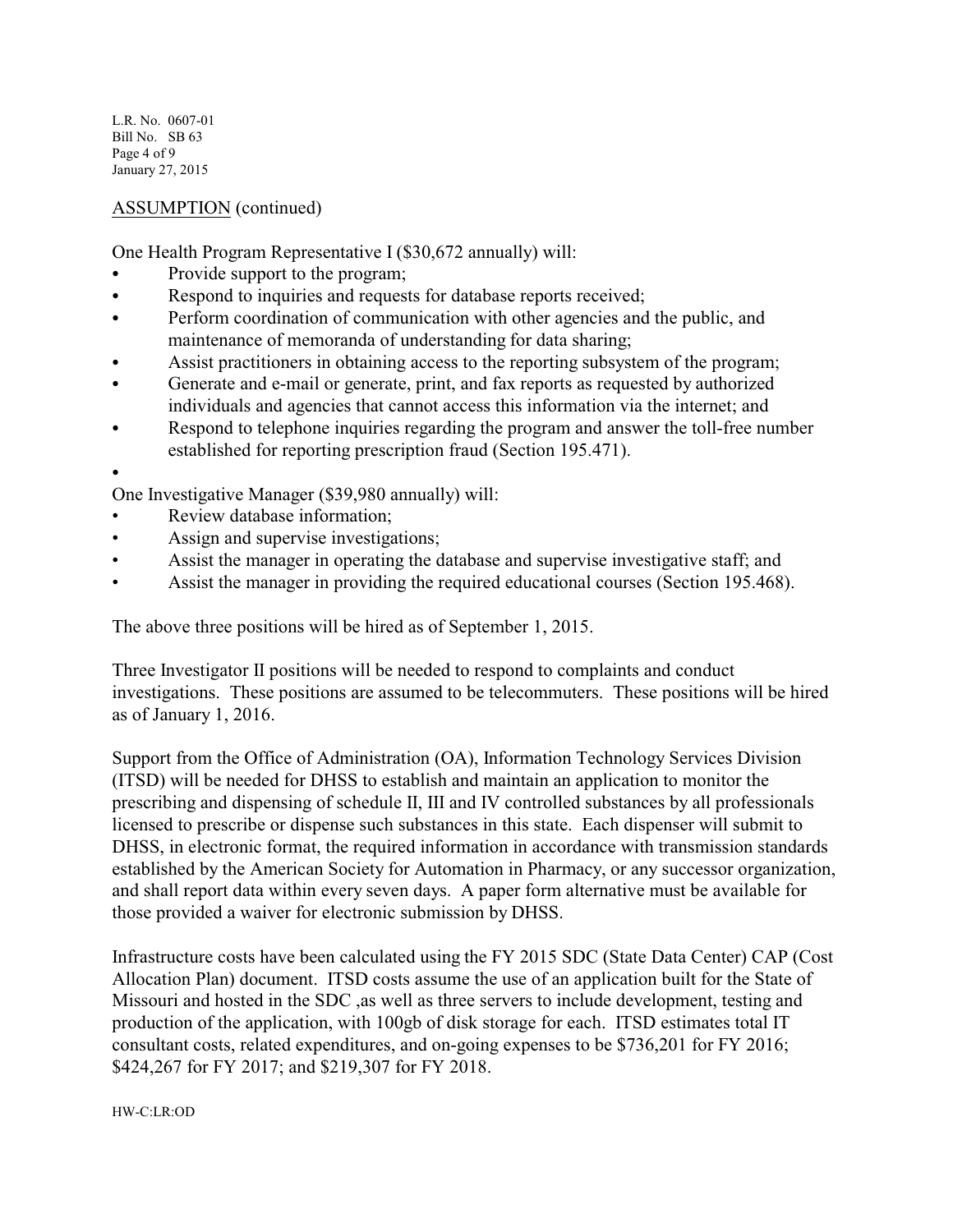ASSUMPTION (continued)

One Health Program Representative I ($30,672 annually) will:

- Provide support to the program;
- Respond to inquiries and requests for database reports received;
- Perform coordination of communication with other agencies and the public, and maintenance of memoranda of understanding for data sharing;
- Assist practitioners in obtaining access to the reporting subsystem of the program;
- Generate and e-mail or generate, print, and fax reports as requested by authorized individuals and agencies that cannot access this information via the internet; and
- Respond to telephone inquiries regarding the program and answer the toll-free number established for reporting prescription fraud (Section 195.471).

One Investigative Manager ($39,980 annually) will:

- Review database information;
- Assign and supervise investigations;
- Assist the manager in operating the database and supervise investigative staff; and
- Assist the manager in providing the required educational courses (Section 195.468).

The above three positions will be hired as of September 1, 2015.

Three Investigator II positions will be needed to respond to complaints and conduct investigations. These positions are assumed to be telecommuters. These positions will be hired as of January 1, 2016.

Support from the Office of Administration (OA), Information Technology Services Division (ITSD) will be needed for DHSS to establish and maintain an application to monitor the prescribing and dispensing of schedule II, III and IV controlled substances by all professionals licensed to prescribe or dispense such substances in this state. Each dispenser will submit to DHSS, in electronic format, the required information in accordance with transmission standards established by the American Society for Automation in Pharmacy, or any successor organization, and shall report data within every seven days. A paper form alternative must be available for those provided a waiver for electronic submission by DHSS.

Infrastructure costs have been calculated using the FY 2015 SDC (State Data Center) CAP (Cost Allocation Plan) document. ITSD costs assume the use of an application built for the State of Missouri and hosted in the SDC ,as well as three servers to include development, testing and production of the application, with 100gb of disk storage for each. ITSD estimates total IT consultant costs, related expenditures, and on-going expenses to be $736,201 for FY 2016; $424,267 for FY 2017; and $219,307 for FY 2018.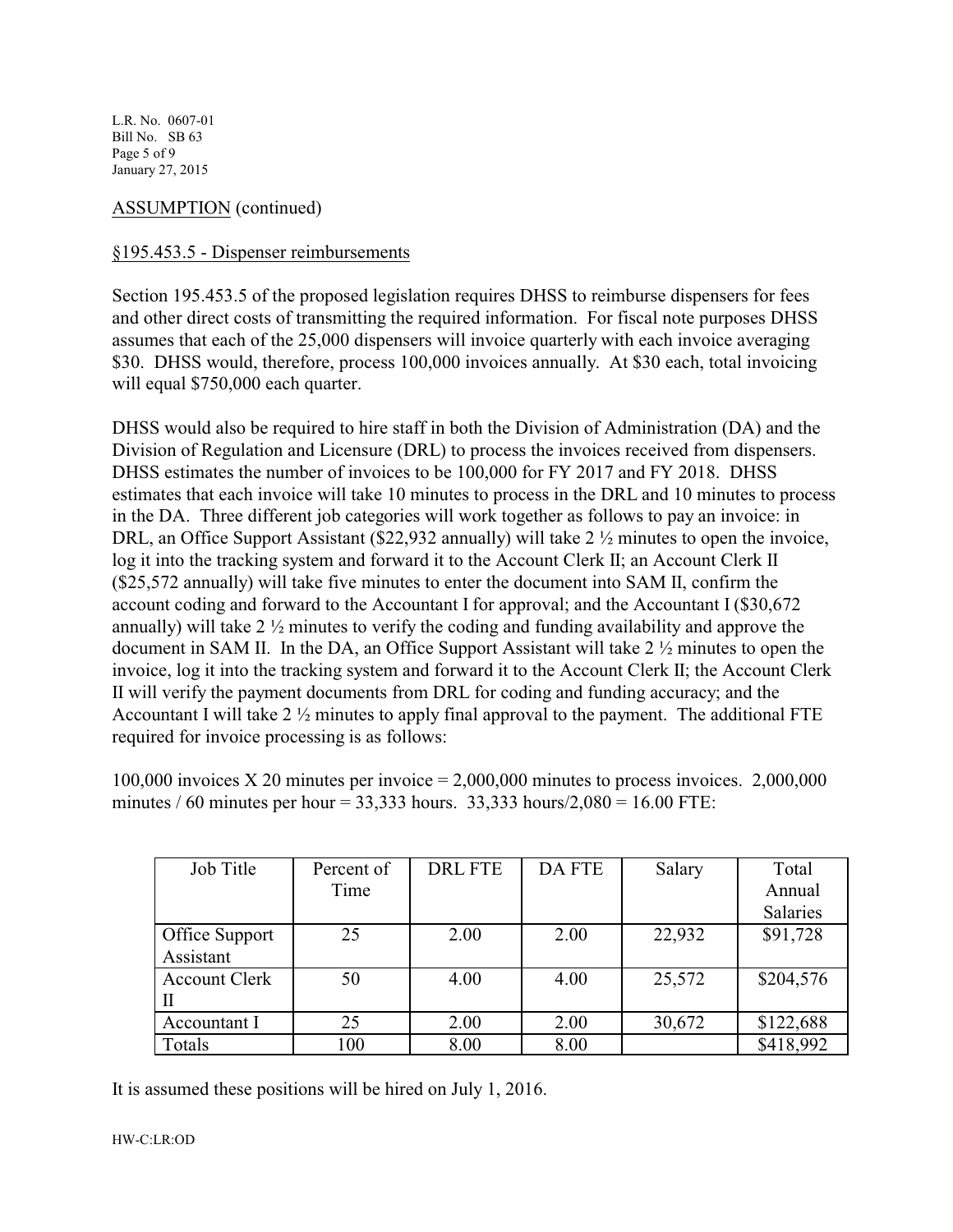ASSUMPTION (continued)

§195.453.5 - Dispenser reimbursements

Section 195.453.5 of the proposed legislation requires DHSS to reimburse dispensers for fees and other direct costs of transmitting the required information. For fiscal note purposes DHSS assumes that each of the 25,000 dispensers will invoice quarterly with each invoice averaging \$30. DHSS would, therefore, process 100,000 invoices annually. At \$30 each, total invoicing will equal \$750,000 each quarter.

DHSS would also be required to hire staff in both the Division of Administration (DA) and the Division of Regulation and Licensure (DRL) to process the invoices received from dispensers. DHSS estimates the number of invoices to be 100,000 for FY 2017 and FY 2018. DHSS estimates that each invoice will take 10 minutes to process in the DRL and 10 minutes to process in the DA. Three different job categories will work together as follows to pay an invoice: in DRL, an Office Support Assistant (\$22,932 annually) will take 2 ½ minutes to open the invoice, log it into the tracking system and forward it to the Account Clerk II; an Account Clerk II (\$25,572 annually) will take five minutes to enter the document into SAM II, confirm the account coding and forward to the Accountant I for approval; and the Accountant I (\$30,672 annually) will take 2 ½ minutes to verify the coding and funding availability and approve the document in SAM II. In the DA, an Office Support Assistant will take 2 ½ minutes to open the invoice, log it into the tracking system and forward it to the Account Clerk II; the Account Clerk II will verify the payment documents from DRL for coding and funding accuracy; and the Accountant I will take 2 ½ minutes to apply final approval to the payment. The additional FTE required for invoice processing is as follows:

100,000 invoices X 20 minutes per invoice = 2,000,000 minutes to process invoices. 2,000,000 minutes / 60 minutes per hour = 33,333 hours. 33,333 hours/2,080 = 16.00 FTE:

| Job Title | Percent of Time | DRL FTE | DA FTE | Salary | Total Annual Salaries |
|---|---|---|---|---|---|
| Office Support Assistant | 25 | 2.00 | 2.00 | 22,932 | \$91,728 |
| Account Clerk II | 50 | 4.00 | 4.00 | 25,572 | \$204,576 |
| Accountant I | 25 | 2.00 | 2.00 | 30,672 | \$122,688 |
| Totals | 100 | 8.00 | 8.00 | | \$418,992 |

It is assumed these positions will be hired on July 1, 2016.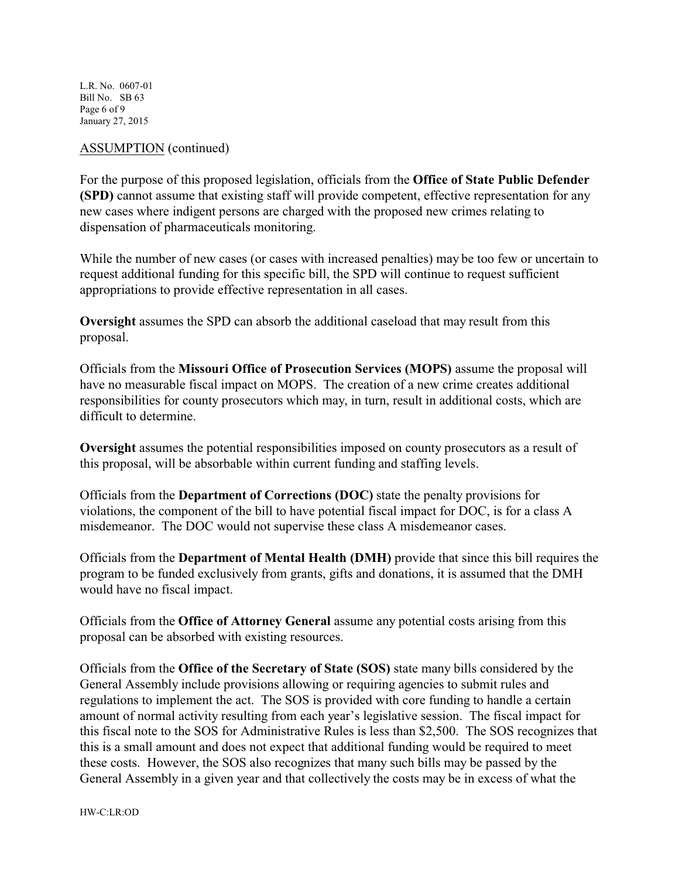ASSUMPTION (continued)

For the purpose of this proposed legislation, officials from the **Office of State Public Defender (SPD)** cannot assume that existing staff will provide competent, effective representation for any new cases where indigent persons are charged with the proposed new crimes relating to dispensation of pharmaceuticals monitoring.

While the number of new cases (or cases with increased penalties) may be too few or uncertain to request additional funding for this specific bill, the SPD will continue to request sufficient appropriations to provide effective representation in all cases.

**Oversight** assumes the SPD can absorb the additional caseload that may result from this proposal.

Officials from the **Missouri Office of Prosecution Services (MOPS)** assume the proposal will have no measurable fiscal impact on MOPS. The creation of a new crime creates additional responsibilities for county prosecutors which may, in turn, result in additional costs, which are difficult to determine.

**Oversight** assumes the potential responsibilities imposed on county prosecutors as a result of this proposal, will be absorbable within current funding and staffing levels.

Officials from the **Department of Corrections (DOC)** state the penalty provisions for violations, the component of the bill to have potential fiscal impact for DOC, is for a class A misdemeanor. The DOC would not supervise these class A misdemeanor cases.

Officials from the **Department of Mental Health (DMH)** provide that since this bill requires the program to be funded exclusively from grants, gifts and donations, it is assumed that the DMH would have no fiscal impact.

Officials from the **Office of Attorney General** assume any potential costs arising from this proposal can be absorbed with existing resources.

Officials from the **Office of the Secretary of State (SOS)** state many bills considered by the General Assembly include provisions allowing or requiring agencies to submit rules and regulations to implement the act. The SOS is provided with core funding to handle a certain amount of normal activity resulting from each year's legislative session. The fiscal impact for this fiscal note to the SOS for Administrative Rules is less than $2,500. The SOS recognizes that this is a small amount and does not expect that additional funding would be required to meet these costs. However, the SOS also recognizes that many such bills may be passed by the General Assembly in a given year and that collectively the costs may be in excess of what the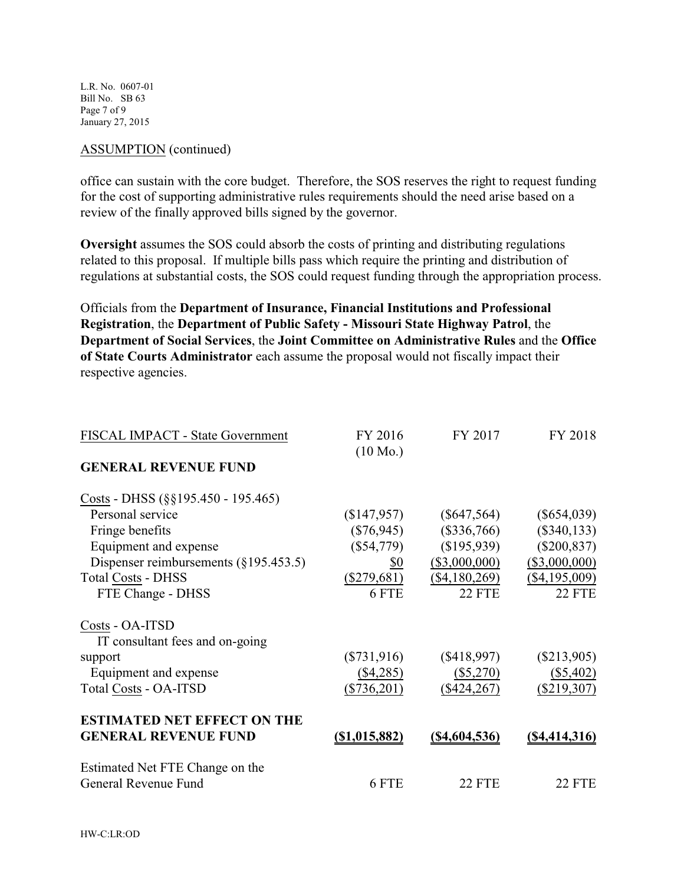ASSUMPTION (continued)

office can sustain with the core budget. Therefore, the SOS reserves the right to request funding for the cost of supporting administrative rules requirements should the need arise based on a review of the finally approved bills signed by the governor.

**Oversight** assumes the SOS could absorb the costs of printing and distributing regulations related to this proposal. If multiple bills pass which require the printing and distribution of regulations at substantial costs, the SOS could request funding through the appropriation process.

Officials from the **Department of Insurance, Financial Institutions and Professional Registration**, the **Department of Public Safety - Missouri State Highway Patrol**, the **Department of Social Services**, the **Joint Committee on Administrative Rules** and the **Office of State Courts Administrator** each assume the proposal would not fiscally impact their respective agencies.

| FISCAL IMPACT - State Government | FY 2016 (10 Mo.) | FY 2017 | FY 2018 |
|---|---|---|---|
| **GENERAL REVENUE FUND** | | | |
| Costs - DHSS (§§195.450 - 195.465) | | | |
| Personal service | ($147,957) | ($647,564) | ($654,039) |
| Fringe benefits | ($76,945) | ($336,766) | ($340,133) |
| Equipment and expense | ($54,779) | ($195,939) | ($200,837) |
| Dispenser reimbursements (§195.453.5) | $0 | ($3,000,000) | ($3,000,000) |
| Total Costs - DHSS | ($279,681) | ($4,180,269) | ($4,195,009) |
| FTE Change - DHSS | 6 FTE | 22 FTE | 22 FTE |
| Costs - OA-ITSD | | | |
| IT consultant fees and on-going support | ($731,916) | ($418,997) | ($213,905) |
| Equipment and expense | ($4,285) | ($5,270) | ($5,402) |
| Total Costs - OA-ITSD | ($736,201) | ($424,267) | ($219,307) |
| **ESTIMATED NET EFFECT ON THE GENERAL REVENUE FUND** | **($1,015,882)** | **($4,604,536)** | **($4,414,316)** |
| Estimated Net FTE Change on the General Revenue Fund | 6 FTE | 22 FTE | 22 FTE |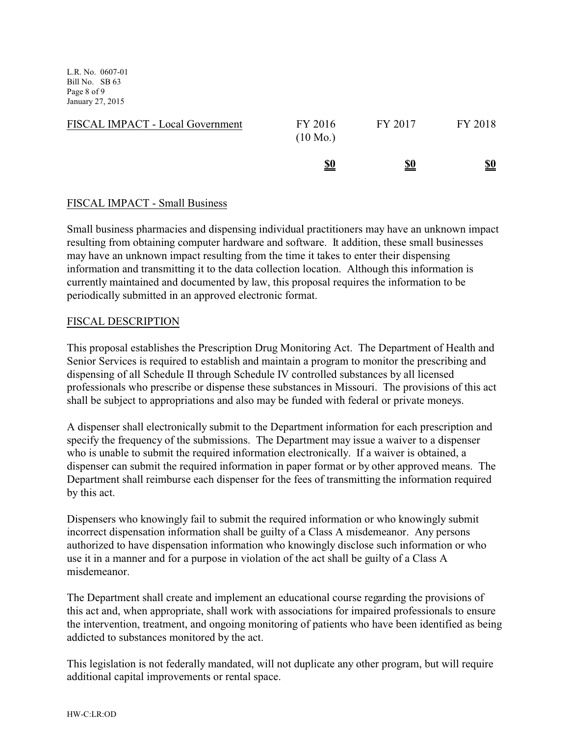| FISCAL IMPACT - Local Government | FY 2016 (10 Mo.) | FY 2017 | FY 2018 |
| --- | --- | --- | --- |
| | **$0** | **$0** | **$0** |

FISCAL IMPACT - Small Business

Small business pharmacies and dispensing individual practitioners may have an unknown impact resulting from obtaining computer hardware and software. It addition, these small businesses may have an unknown impact resulting from the time it takes to enter their dispensing information and transmitting it to the data collection location. Although this information is currently maintained and documented by law, this proposal requires the information to be periodically submitted in an approved electronic format.

FISCAL DESCRIPTION

This proposal establishes the Prescription Drug Monitoring Act. The Department of Health and Senior Services is required to establish and maintain a program to monitor the prescribing and dispensing of all Schedule II through Schedule IV controlled substances by all licensed professionals who prescribe or dispense these substances in Missouri. The provisions of this act shall be subject to appropriations and also may be funded with federal or private moneys.

A dispenser shall electronically submit to the Department information for each prescription and specify the frequency of the submissions. The Department may issue a waiver to a dispenser who is unable to submit the required information electronically. If a waiver is obtained, a dispenser can submit the required information in paper format or by other approved means. The Department shall reimburse each dispenser for the fees of transmitting the information required by this act.

Dispensers who knowingly fail to submit the required information or who knowingly submit incorrect dispensation information shall be guilty of a Class A misdemeanor. Any persons authorized to have dispensation information who knowingly disclose such information or who use it in a manner and for a purpose in violation of the act shall be guilty of a Class A misdemeanor.

The Department shall create and implement an educational course regarding the provisions of this act and, when appropriate, shall work with associations for impaired professionals to ensure the intervention, treatment, and ongoing monitoring of patients who have been identified as being addicted to substances monitored by the act.

This legislation is not federally mandated, will not duplicate any other program, but will require additional capital improvements or rental space.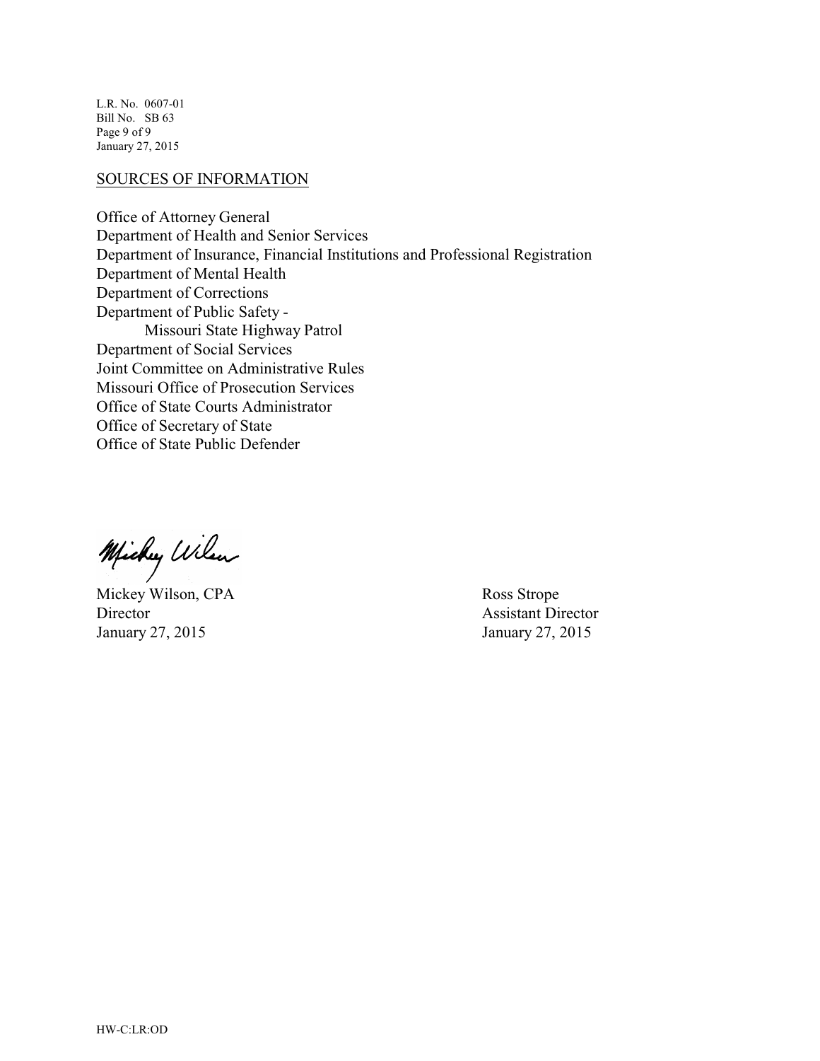## SOURCES OF INFORMATION

Office of Attorney General
Department of Health and Senior Services
Department of Insurance, Financial Institutions and Professional Registration
Department of Mental Health
Department of Corrections
Department of Public Safety -
    Missouri State Highway Patrol
Department of Social Services
Joint Committee on Administrative Rules
Missouri Office of Prosecution Services
Office of State Courts Administrator
Office of Secretary of State
Office of State Public Defender

Mickey Wilson, CA
Director
January 27, 2015

Ross Strope
Assistant Director
January 27, 2015

HW-C:LR:OD